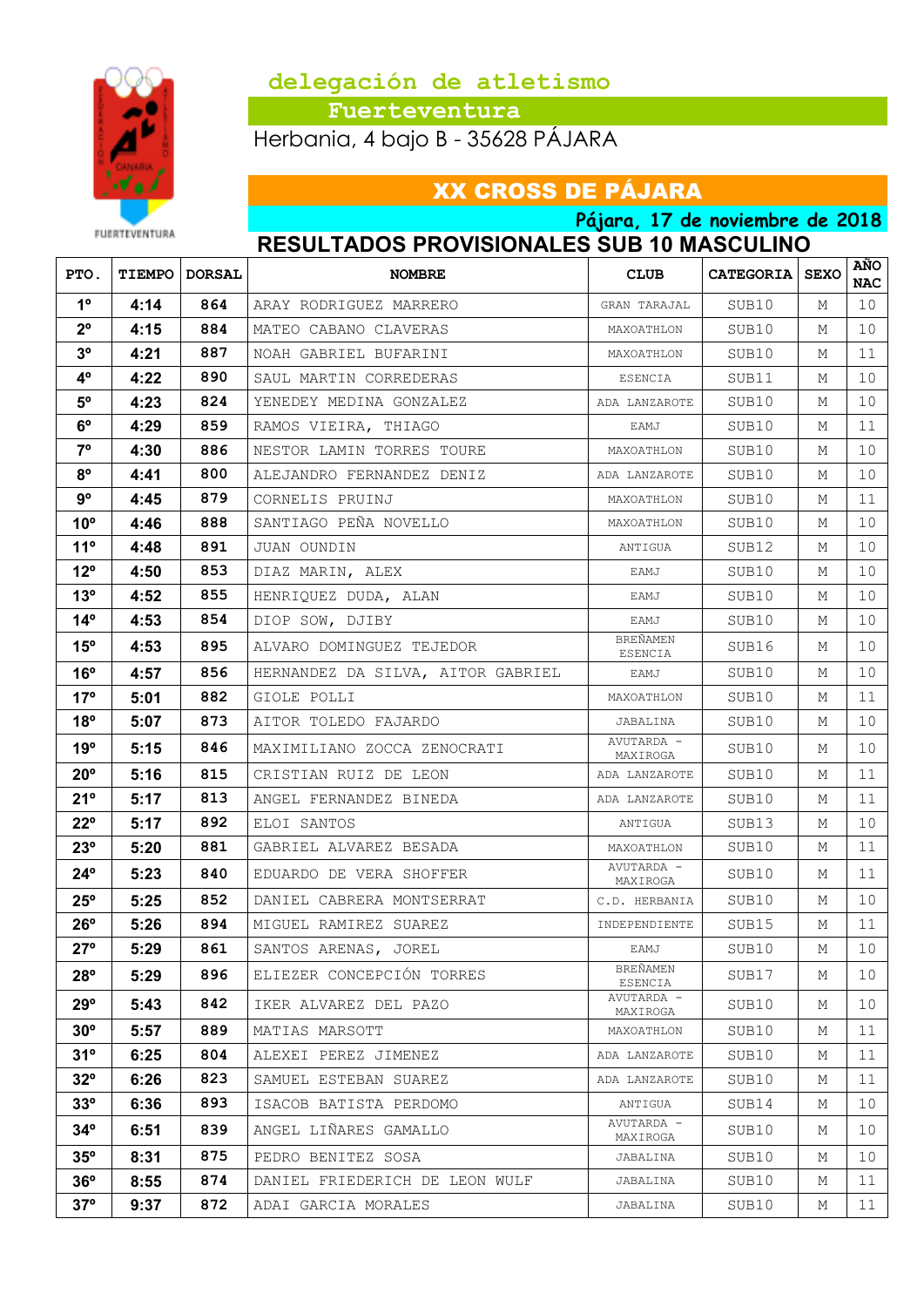delegación de atletismo

Fuerteventura

Herbania, 4 bajo B - 35628 PÁJARA

## XX CROSS DE PÁJARA

Pájara, 17 de noviembre de 2018

## RESULTADOS PROVISIONALES SUB 10 MASCULINO

| PTO. | TIEMPO | DORSAL | NOMBRE | CLUB | CATEGORIA | SEXO | AÑO NAC |
|---|---|---|---|---|---|---|---|
| 1º | 4:14 | 864 | ARAY RODRIGUEZ MARRERO | GRAN TARAJAL | SUB10 | M | 10 |
| 2º | 4:15 | 884 | MATEO CABANO CLAVERAS | MAXOATHLON | SUB10 | M | 10 |
| 3º | 4:21 | 887 | NOAH GABRIEL BUFARINI | MAXOATHLON | SUB10 | M | 11 |
| 4º | 4:22 | 890 | SAUL MARTIN CORREDERAS | ESENCIA | SUB11 | M | 10 |
| 5º | 4:23 | 824 | YENEDEY MEDINA GONZALEZ | ADA LANZAROTE | SUB10 | M | 10 |
| 6º | 4:29 | 859 | RAMOS VIEIRA, THIAGO | EAMJ | SUB10 | M | 11 |
| 7º | 4:30 | 886 | NESTOR LAMIN TORRES TOURE | MAXOATHLON | SUB10 | M | 10 |
| 8º | 4:41 | 800 | ALEJANDRO FERNANDEZ DENIZ | ADA LANZAROTE | SUB10 | M | 10 |
| 9º | 4:45 | 879 | CORNELIS PRUINJ | MAXOATHLON | SUB10 | M | 11 |
| 10º | 4:46 | 888 | SANTIAGO PEÑA NOVELLO | MAXOATHLON | SUB10 | M | 10 |
| 11º | 4:48 | 891 | JUAN OUNDIN | ANTIGUA | SUB12 | M | 10 |
| 12º | 4:50 | 853 | DIAZ MARIN, ALEX | EAMJ | SUB10 | M | 10 |
| 13º | 4:52 | 855 | HENRIQUEZ DUDA, ALAN | EAMJ | SUB10 | M | 10 |
| 14º | 4:53 | 854 | DIOP SOW, DJIBY | EAMJ | SUB10 | M | 10 |
| 15º | 4:53 | 895 | ALVARO DOMINGUEZ TEJEDOR | BREÑAMEN ESENCIA | SUB16 | M | 10 |
| 16º | 4:57 | 856 | HERNANDEZ DA SILVA, AITOR GABRIEL | EAMJ | SUB10 | M | 10 |
| 17º | 5:01 | 882 | GIOLE POLLI | MAXOATHLON | SUB10 | M | 11 |
| 18º | 5:07 | 873 | AITOR TOLEDO FAJARDO | JABALINA | SUB10 | M | 10 |
| 19º | 5:15 | 846 | MAXIMILIANO ZOCCA ZENOCRATI | AVUTARDA - MAXIROGA | SUB10 | M | 10 |
| 20º | 5:16 | 815 | CRISTIAN RUIZ DE LEON | ADA LANZAROTE | SUB10 | M | 11 |
| 21º | 5:17 | 813 | ANGEL FERNANDEZ BINEDA | ADA LANZAROTE | SUB10 | M | 11 |
| 22º | 5:17 | 892 | ELOI SANTOS | ANTIGUA | SUB13 | M | 10 |
| 23º | 5:20 | 881 | GABRIEL ALVAREZ BESADA | MAXOATHLON | SUB10 | M | 11 |
| 24º | 5:23 | 840 | EDUARDO DE VERA SHOFFER | AVUTARDA - MAXIROGA | SUB10 | M | 11 |
| 25º | 5:25 | 852 | DANIEL CABRERA MONTSERRAT | C.D. HERBANIA | SUB10 | M | 10 |
| 26º | 5:26 | 894 | MIGUEL RAMIREZ SUAREZ | INDEPENDIENTE | SUB15 | M | 11 |
| 27º | 5:29 | 861 | SANTOS ARENAS, JOREL | EAMJ | SUB10 | M | 10 |
| 28º | 5:29 | 896 | ELIEZER CONCEPCIÓN TORRES | BREÑAMEN ESENCIA | SUB17 | M | 10 |
| 29º | 5:43 | 842 | IKER ALVAREZ DEL PAZO | AVUTARDA - MAXIROGA | SUB10 | M | 10 |
| 30º | 5:57 | 889 | MATIAS MARSOTT | MAXOATHLON | SUB10 | M | 11 |
| 31º | 6:25 | 804 | ALEXEI PEREZ JIMENEZ | ADA LANZAROTE | SUB10 | M | 11 |
| 32º | 6:26 | 823 | SAMUEL ESTEBAN SUAREZ | ADA LANZAROTE | SUB10 | M | 11 |
| 33º | 6:36 | 893 | ISACOB BATISTA PERDOMO | ANTIGUA | SUB14 | M | 10 |
| 34º | 6:51 | 839 | ANGEL LIÑARES GAMALLO | AVUTARDA - MAXIROGA | SUB10 | M | 10 |
| 35º | 8:31 | 875 | PEDRO BENITEZ SOSA | JABALINA | SUB10 | M | 10 |
| 36º | 8:55 | 874 | DANIEL FRIEDERICH DE LEON WULF | JABALINA | SUB10 | M | 11 |
| 37º | 9:37 | 872 | ADAI GARCIA MORALES | JABALINA | SUB10 | M | 11 |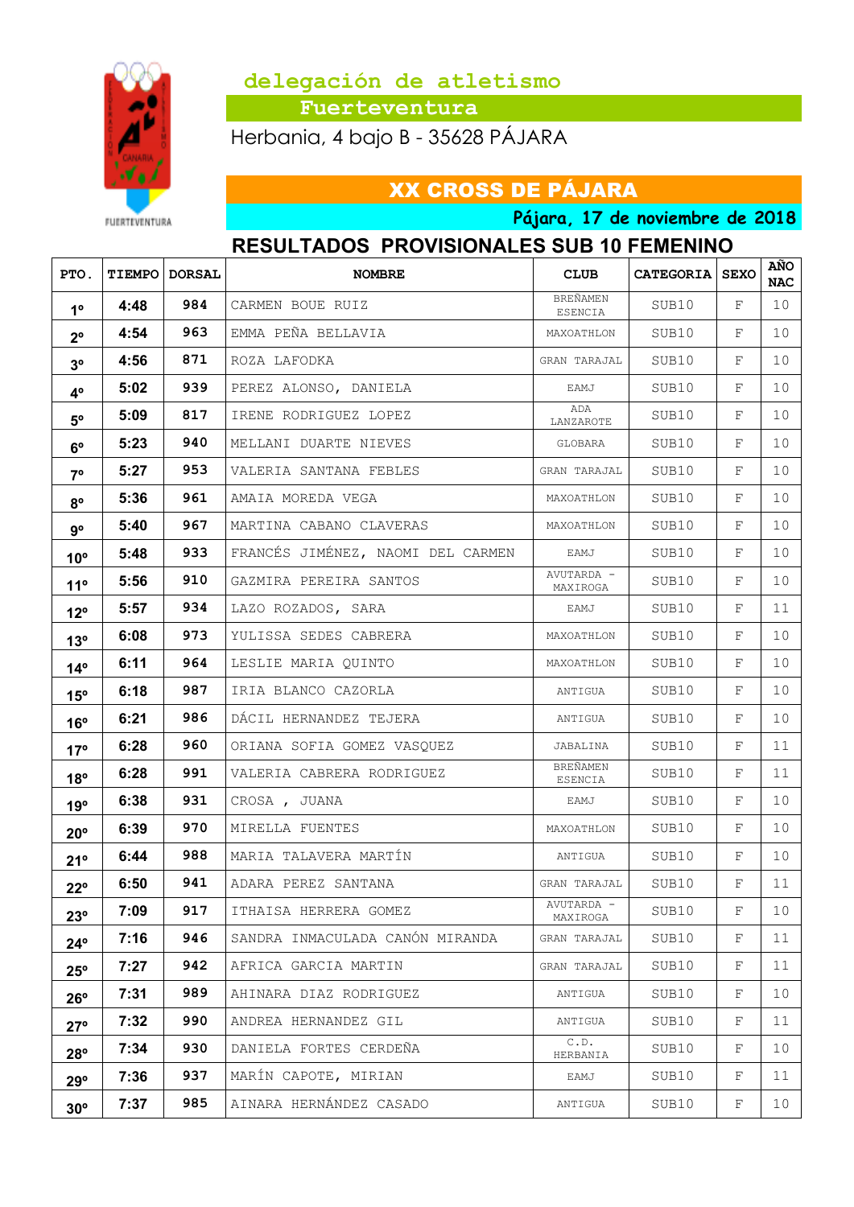delegación de atletismo

**Fuerteventura**

Herbania, 4 bajo B - 35628 PÁJARA

## XX CROSS DE PÁJARA

*Pájara, 17 de noviembre de 2018*

## RESULTADOS PROVISIONALES SUB 10 FEMENINO

| PTO. | TIEMPO | DORSAL | NOMBRE | CLUB | CATEGORIA | SEXO | AÑO NAC |
|---|---|---|---|---|---|---|---|
| 1º | 4:48 | 984 | CARMEN BOUE RUIZ | BREÑAMEN ESENCIA | SUB10 | F | 10 |
| 2º | 4:54 | 963 | EMMA PEÑA BELLAVIA | MAXOATHLON | SUB10 | F | 10 |
| 3º | 4:56 | 871 | ROZA LAFODKA | GRAN TARAJAL | SUB10 | F | 10 |
| 4º | 5:02 | 939 | PEREZ ALONSO, DANIELA | EAMJ | SUB10 | F | 10 |
| 5º | 5:09 | 817 | IRENE RODRIGUEZ LOPEZ | ADA LANZAROTE | SUB10 | F | 10 |
| 6º | 5:23 | 940 | MELLANI DUARTE NIEVES | GLOBARA | SUB10 | F | 10 |
| 7º | 5:27 | 953 | VALERIA SANTANA FEBLES | GRAN TARAJAL | SUB10 | F | 10 |
| 8º | 5:36 | 961 | AMAIA MOREDA VEGA | MAXOATHLON | SUB10 | F | 10 |
| 9º | 5:40 | 967 | MARTINA CABANO CLAVERAS | MAXOATHLON | SUB10 | F | 10 |
| 10º | 5:48 | 933 | FRANCÉS JIMÉNEZ, NAOMI DEL CARMEN | EAMJ | SUB10 | F | 10 |
| 11º | 5:56 | 910 | GAZMIRA PEREIRA SANTOS | AVUTARDA - MAXIROGA | SUB10 | F | 10 |
| 12º | 5:57 | 934 | LAZO ROZADOS, SARA | EAMJ | SUB10 | F | 11 |
| 13º | 6:08 | 973 | YULISSA SEDES CABRERA | MAXOATHLON | SUB10 | F | 10 |
| 14º | 6:11 | 964 | LESLIE MARIA QUINTO | MAXOATHLON | SUB10 | F | 10 |
| 15º | 6:18 | 987 | IRIA BLANCO CAZORLA | ANTIGUA | SUB10 | F | 10 |
| 16º | 6:21 | 986 | DÁCIL HERNANDEZ TEJERA | ANTIGUA | SUB10 | F | 10 |
| 17º | 6:28 | 960 | ORIANA SOFIA GOMEZ VASQUEZ | JABALINA | SUB10 | F | 11 |
| 18º | 6:28 | 991 | VALERIA CABRERA RODRIGUEZ | BREÑAMEN ESENCIA | SUB10 | F | 11 |
| 19º | 6:38 | 931 | CROSA , JUANA | EAMJ | SUB10 | F | 10 |
| 20º | 6:39 | 970 | MIRELLA FUENTES | MAXOATHLON | SUB10 | F | 10 |
| 21º | 6:44 | 988 | MARIA TALAVERA MARTÍN | ANTIGUA | SUB10 | F | 10 |
| 22º | 6:50 | 941 | ADARA PEREZ SANTANA | GRAN TARAJAL | SUB10 | F | 11 |
| 23º | 7:09 | 917 | ITHAISA HERRERA GOMEZ | AVUTARDA - MAXIROGA | SUB10 | F | 10 |
| 24º | 7:16 | 946 | SANDRA INMACULADA CANÓN MIRANDA | GRAN TARAJAL | SUB10 | F | 11 |
| 25º | 7:27 | 942 | AFRICA GARCIA MARTIN | GRAN TARAJAL | SUB10 | F | 11 |
| 26º | 7:31 | 989 | AHINARA DIAZ RODRIGUEZ | ANTIGUA | SUB10 | F | 10 |
| 27º | 7:32 | 990 | ANDREA HERNANDEZ GIL | ANTIGUA | SUB10 | F | 11 |
| 28º | 7:34 | 930 | DANIELA FORTES CERDEÑA | C.D. HERBANIA | SUB10 | F | 10 |
| 29º | 7:36 | 937 | MARÍN CAPOTE, MIRIAN | EAMJ | SUB10 | F | 11 |
| 30º | 7:37 | 985 | AINARA HERNÁNDEZ CASADO | ANTIGUA | SUB10 | F | 10 |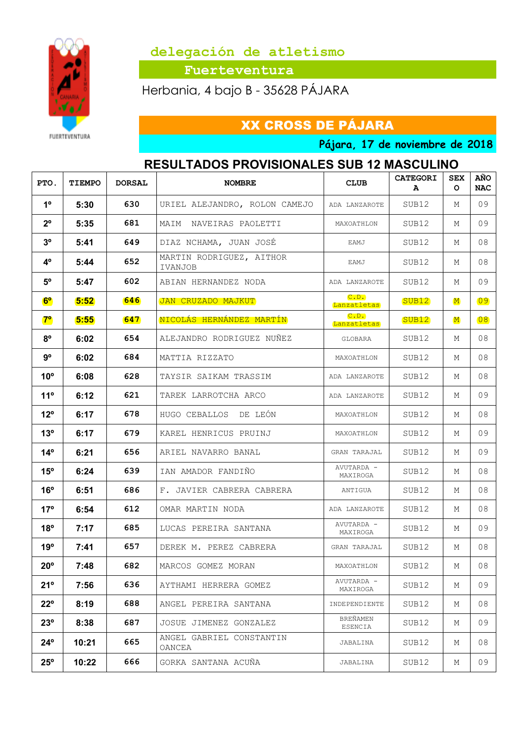## delegación de atletismo

**Fuerteventura**

Herbania, 4 bajo B - 35628 PÁJARA

# XX CROSS DE PÁJARA

**Pájara, 17 de noviembre de 2018**

## RESULTADOS PROVISIONALES SUB 12 MASCULINO

| PTO. | TIEMPO | DORSAL | NOMBRE | CLUB | CATEGORIA | SEXO | AÑO NAC |
|---|---|---|---|---|---|---|---|
| 1º | 5:30 | 630 | URIEL ALEJANDRO, ROLON CAMEJO | ADA LANZAROTE | SUB12 | M | 09 |
| 2º | 5:35 | 681 | MAIM NAVEIRAS PAOLETTI | MAXOATHLON | SUB12 | M | 09 |
| 3º | 5:41 | 649 | DIAZ NCHAMA, JUAN JOSÉ | EAMJ | SUB12 | M | 08 |
| 4º | 5:44 | 652 | MARTIN RODRIGUEZ, AITHOR IVANJOB | EAMJ | SUB12 | M | 08 |
| 5º | 5:47 | 602 | ABIAN HERNANDEZ NODA | ADA LANZAROTE | SUB12 | M | 09 |
| 6º | 5:52 | 646 | JAN CRUZADO MAJKUT | C.D. Lanzatletas | SUB12 | M | 09 |
| 7º | 5:55 | 647 | NICOLÁS HERNÁNDEZ MARTÍN | C.D. Lanzatletas | SUB12 | M | 08 |
| 8º | 6:02 | 654 | ALEJANDRO RODRIGUEZ NUÑEZ | GLOBARA | SUB12 | M | 08 |
| 9º | 6:02 | 684 | MATTIA RIZZATO | MAXOATHLON | SUB12 | M | 08 |
| 10º | 6:08 | 628 | TAYSIR SAIKAM TRASSIM | ADA LANZAROTE | SUB12 | M | 08 |
| 11º | 6:12 | 621 | TAREK LARROTCHA ARCO | ADA LANZAROTE | SUB12 | M | 09 |
| 12º | 6:17 | 678 | HUGO CEBALLOS DE LEÓN | MAXOATHLON | SUB12 | M | 08 |
| 13º | 6:17 | 679 | KAREL HENRICUS PRUINJ | MAXOATHLON | SUB12 | M | 09 |
| 14º | 6:21 | 656 | ARIEL NAVARRO BANAL | GRAN TARAJAL | SUB12 | M | 09 |
| 15º | 6:24 | 639 | IAN AMADOR FANDIÑO | AVUTARDA - MAXIROGA | SUB12 | M | 08 |
| 16º | 6:51 | 686 | F. JAVIER CABRERA CABRERA | ANTIGUA | SUB12 | M | 08 |
| 17º | 6:54 | 612 | OMAR MARTIN NODA | ADA LANZAROTE | SUB12 | M | 08 |
| 18º | 7:17 | 685 | LUCAS PEREIRA SANTANA | AVUTARDA - MAXIROGA | SUB12 | M | 09 |
| 19º | 7:41 | 657 | DEREK M. PEREZ CABRERA | GRAN TARAJAL | SUB12 | M | 08 |
| 20º | 7:48 | 682 | MARCOS GOMEZ MORAN | MAXOATHLON | SUB12 | M | 08 |
| 21º | 7:56 | 636 | AYTHAMI HERRERA GOMEZ | AVUTARDA - MAXIROGA | SUB12 | M | 09 |
| 22º | 8:19 | 688 | ANGEL PEREIRA SANTANA | INDEPENDIENTE | SUB12 | M | 08 |
| 23º | 8:38 | 687 | JOSUE JIMENEZ GONZALEZ | BREÑAMEN ESENCIA | SUB12 | M | 09 |
| 24º | 10:21 | 665 | ANGEL GABRIEL CONSTANTIN OANCEA | JABALINA | SUB12 | M | 08 |
| 25º | 10:22 | 666 | GORKA SANTANA ACUÑA | JABALINA | SUB12 | M | 09 |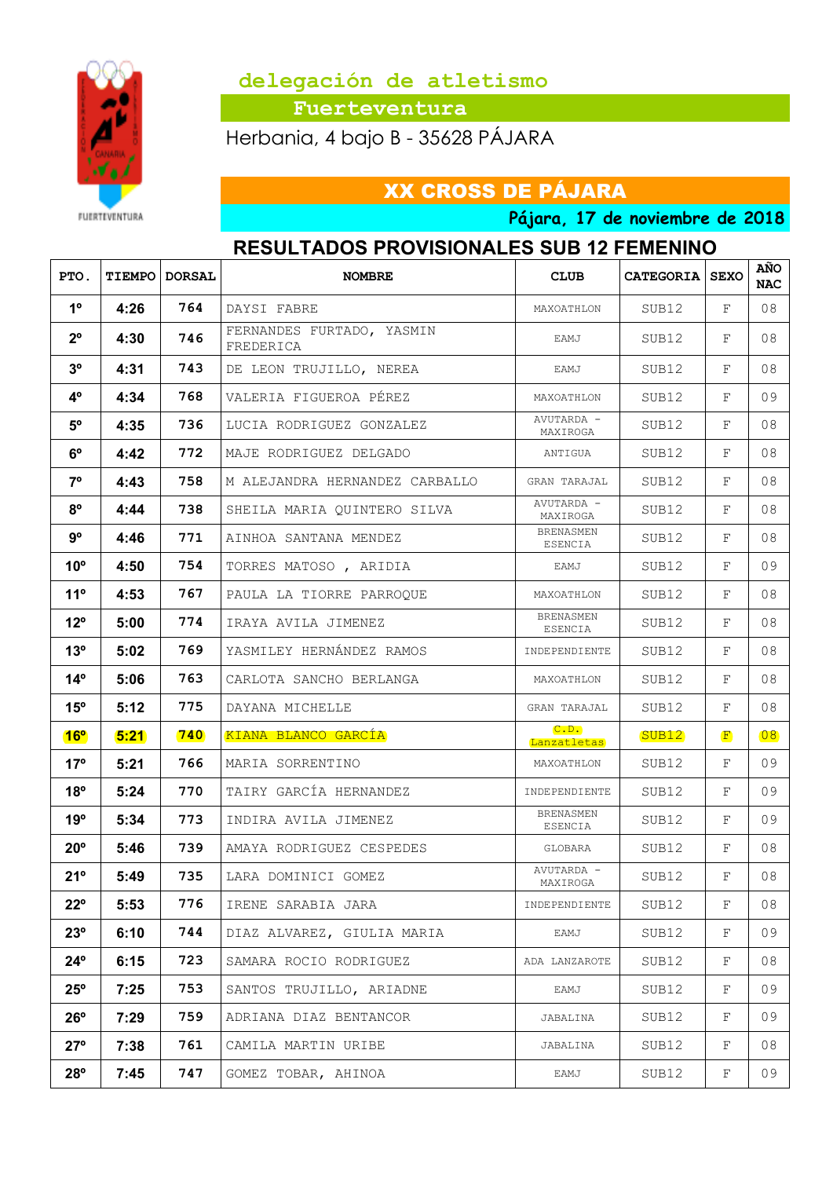## delegación de atletismo

**Fuerteventura**

Herbania, 4 bajo B - 35628 PÁJARA

# XX CROSS DE PÁJARA

*Pájara, 17 de noviembre de 2018*

## RESULTADOS PROVISIONALES SUB 12 FEMENINO

| PTO. | TIEMPO | DORSAL | NOMBRE | CLUB | CATEGORIA | SEXO | AÑO NAC |
|---|---|---|---|---|---|---|---|
| 1º | 4:26 | 764 | DAYSI FABRE | MAXOATHLON | SUB12 | F | 08 |
| 2º | 4:30 | 746 | FERNANDES FURTADO, YASMIN FREDERICA | EAMJ | SUB12 | F | 08 |
| 3º | 4:31 | 743 | DE LEON TRUJILLO, NEREA | EAMJ | SUB12 | F | 08 |
| 4º | 4:34 | 768 | VALERIA FIGUEROA PÉREZ | MAXOATHLON | SUB12 | F | 09 |
| 5º | 4:35 | 736 | LUCIA RODRIGUEZ GONZALEZ | AVUTARDA - MAXIROGA | SUB12 | F | 08 |
| 6º | 4:42 | 772 | MAJE RODRIGUEZ DELGADO | ANTIGUA | SUB12 | F | 08 |
| 7º | 4:43 | 758 | M ALEJANDRA HERNANDEZ CARBALLO | GRAN TARAJAL | SUB12 | F | 08 |
| 8º | 4:44 | 738 | SHEILA MARIA QUINTERO SILVA | AVUTARDA - MAXIROGA | SUB12 | F | 08 |
| 9º | 4:46 | 771 | AINHOA SANTANA MENDEZ | BRENASMEN ESENCIA | SUB12 | F | 08 |
| 10º | 4:50 | 754 | TORRES MATOSO , ARIDIA | EAMJ | SUB12 | F | 09 |
| 11º | 4:53 | 767 | PAULA LA TIORRE PARROQUE | MAXOATHLON | SUB12 | F | 08 |
| 12º | 5:00 | 774 | IRAYA AVILA JIMENEZ | BRENASMEN ESENCIA | SUB12 | F | 08 |
| 13º | 5:02 | 769 | YASMILEY HERNÁNDEZ RAMOS | INDEPENDIENTE | SUB12 | F | 08 |
| 14º | 5:06 | 763 | CARLOTA SANCHO BERLANGA | MAXOATHLON | SUB12 | F | 08 |
| 15º | 5:12 | 775 | DAYANA MICHELLE | GRAN TARAJAL | SUB12 | F | 08 |
| 16º | 5:21 | 740 | KIANA BLANCO GARCÍA | C.D. Lanzatletas | SUB12 | F | 08 |
| 17º | 5:21 | 766 | MARIA SORRENTINO | MAXOATHLON | SUB12 | F | 09 |
| 18º | 5:24 | 770 | TAIRY GARCÍA HERNANDEZ | INDEPENDIENTE | SUB12 | F | 09 |
| 19º | 5:34 | 773 | INDIRA AVILA JIMENEZ | BRENASMEN ESENCIA | SUB12 | F | 09 |
| 20º | 5:46 | 739 | AMAYA RODRIGUEZ CESPEDES | GLOBARA | SUB12 | F | 08 |
| 21º | 5:49 | 735 | LARA DOMINICI GOMEZ | AVUTARDA - MAXIROGA | SUB12 | F | 08 |
| 22º | 5:53 | 776 | IRENE SARABIA JARA | INDEPENDIENTE | SUB12 | F | 08 |
| 23º | 6:10 | 744 | DIAZ ALVAREZ, GIULIA MARIA | EAMJ | SUB12 | F | 09 |
| 24º | 6:15 | 723 | SAMARA ROCIO RODRIGUEZ | ADA LANZAROTE | SUB12 | F | 08 |
| 25º | 7:25 | 753 | SANTOS TRUJILLO, ARIADNE | EAMJ | SUB12 | F | 09 |
| 26º | 7:29 | 759 | ADRIANA DIAZ BENTANCOR | JABALINA | SUB12 | F | 09 |
| 27º | 7:38 | 761 | CAMILA MARTIN URIBE | JABALINA | SUB12 | F | 08 |
| 28º | 7:45 | 747 | GOMEZ TOBAR, AHINOA | EAMJ | SUB12 | F | 09 |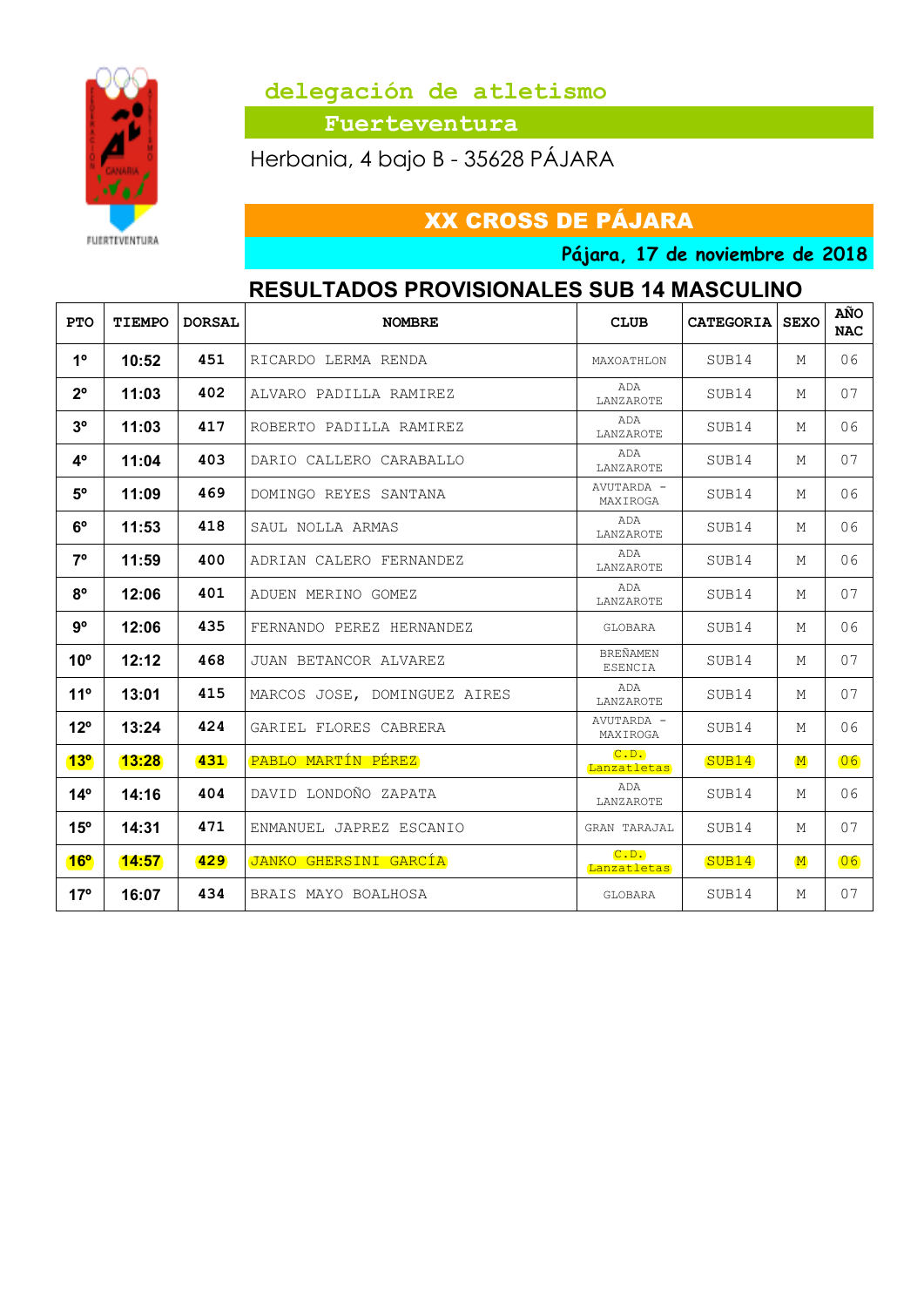## delegación de atletismo

**Fuerteventura**

Herbania, 4 bajo B - 35628 PÁJARA

# XX CROSS DE PÁJARA

***Pájara, 17 de noviembre de 2018***

## RESULTADOS PROVISIONALES SUB 14 MASCULINO

| PTO | TIEMPO | DORSAL | NOMBRE | CLUB | CATEGORIA | SEXO | AÑO NAC |
|---|---|---|---|---|---|---|---|
| 1º | 10:52 | 451 | RICARDO LERMA RENDA | MAXOATHLON | SUB14 | M | 06 |
| 2º | 11:03 | 402 | ALVARO PADILLA RAMIREZ | ADA LANZAROTE | SUB14 | M | 07 |
| 3º | 11:03 | 417 | ROBERTO PADILLA RAMIREZ | ADA LANZAROTE | SUB14 | M | 06 |
| 4º | 11:04 | 403 | DARIO CALLERO CARABALLO | ADA LANZAROTE | SUB14 | M | 07 |
| 5º | 11:09 | 469 | DOMINGO REYES SANTANA | AVUTARDA - MAXIROGA | SUB14 | M | 06 |
| 6º | 11:53 | 418 | SAUL NOLLA ARMAS | ADA LANZAROTE | SUB14 | M | 06 |
| 7º | 11:59 | 400 | ADRIAN CALERO FERNANDEZ | ADA LANZAROTE | SUB14 | M | 06 |
| 8º | 12:06 | 401 | ADUEN MERINO GOMEZ | ADA LANZAROTE | SUB14 | M | 07 |
| 9º | 12:06 | 435 | FERNANDO PEREZ HERNANDEZ | GLOBARA | SUB14 | M | 06 |
| 10º | 12:12 | 468 | JUAN BETANCOR ALVAREZ | BREÑAMEN ESENCIA | SUB14 | M | 07 |
| 11º | 13:01 | 415 | MARCOS JOSE, DOMINGUEZ AIRES | ADA LANZAROTE | SUB14 | M | 07 |
| 12º | 13:24 | 424 | GARIEL FLORES CABRERA | AVUTARDA - MAXIROGA | SUB14 | M | 06 |
| 13º | 13:28 | 431 | PABLO MARTÍN PÉREZ | C.D. Lanzatletas | SUB14 | M | 06 |
| 14º | 14:16 | 404 | DAVID LONDOÑO ZAPATA | ADA LANZAROTE | SUB14 | M | 06 |
| 15º | 14:31 | 471 | ENMANUEL JAPREZ ESCANIO | GRAN TARAJAL | SUB14 | M | 07 |
| 16º | 14:57 | 429 | JANKO GHERSINI GARCÍA | C.D. Lanzatletas | SUB14 | M | 06 |
| 17º | 16:07 | 434 | BRAIS MAYO BOALHOSA | GLOBARA | SUB14 | M | 07 |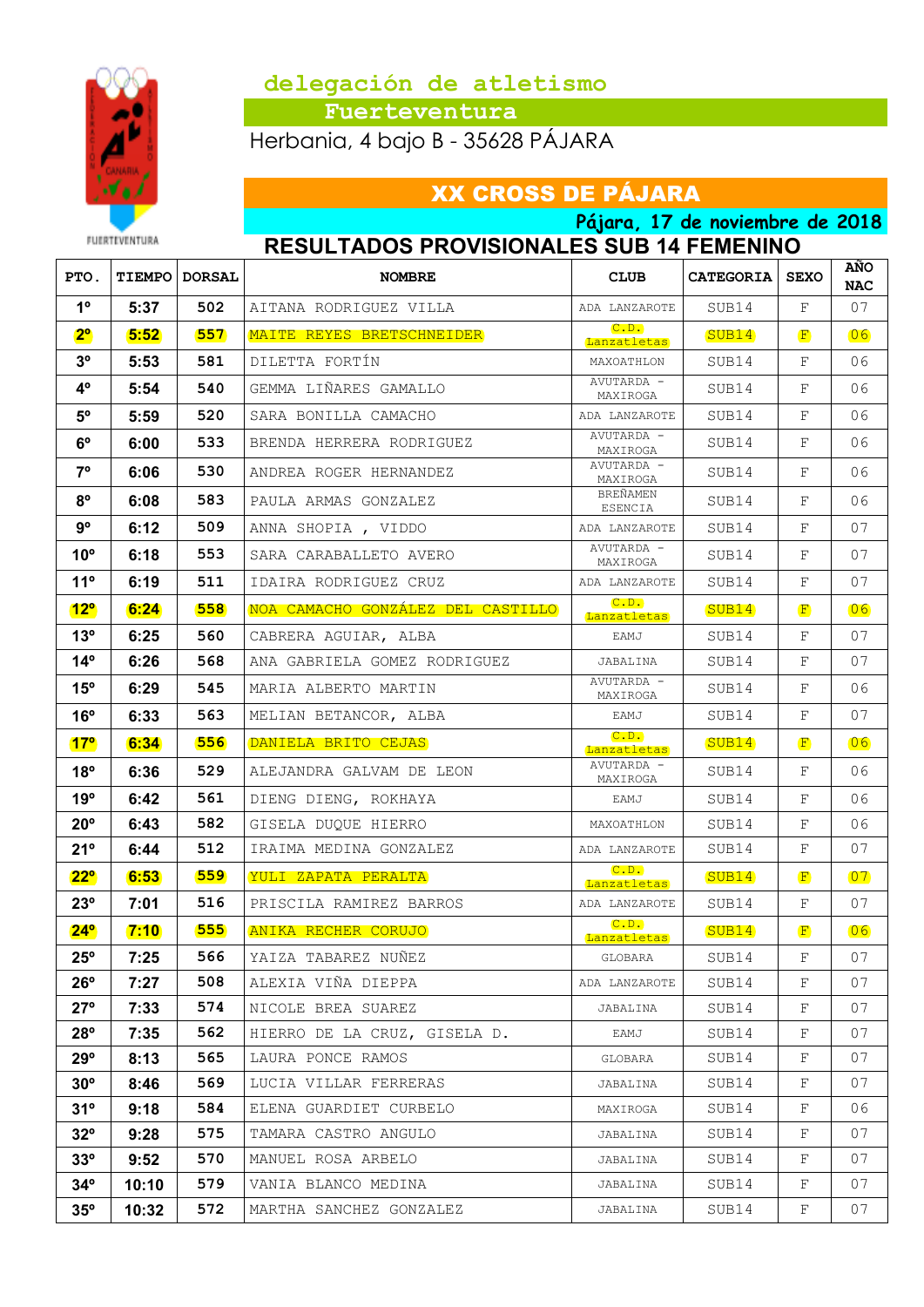## delegación de atletismo

**Fuerteventura**

Herbania, 4 bajo B - 35628 PÁJARA

# XX CROSS DE PÁJARA

**Pájara, 17 de noviembre de 2018**

## RESULTADOS PROVISIONALES SUB 14 FEMENINO

| PTO. | TIEMPO | DORSAL | NOMBRE | CLUB | CATEGORIA | SEXO | AÑO NAC |
|---|---|---|---|---|---|---|---|
| 1º | 5:37 | 502 | AITANA RODRIGUEZ VILLA | ADA LANZAROTE | SUB14 | F | 07 |
| 2º | 5:52 | 557 | MAITE REYES BRETSCHNEIDER | C.D. Lanzatletas | SUB14 | F | 06 |
| 3º | 5:53 | 581 | DILETTA FORTÍN | MAXOATHLON | SUB14 | F | 06 |
| 4º | 5:54 | 540 | GEMMA LIÑARES GAMALLO | AVUTARDA - MAXIROGA | SUB14 | F | 06 |
| 5º | 5:59 | 520 | SARA BONILLA CAMACHO | ADA LANZAROTE | SUB14 | F | 06 |
| 6º | 6:00 | 533 | BRENDA HERRERA RODRIGUEZ | AVUTARDA - MAXIROGA | SUB14 | F | 06 |
| 7º | 6:06 | 530 | ANDREA ROGER HERNANDEZ | AVUTARDA - MAXIROGA | SUB14 | F | 06 |
| 8º | 6:08 | 583 | PAULA ARMAS GONZALEZ | BREÑAMEN ESENCIA | SUB14 | F | 06 |
| 9º | 6:12 | 509 | ANNA SHOPIA , VIDDO | ADA LANZAROTE | SUB14 | F | 07 |
| 10º | 6:18 | 553 | SARA CARABALLETO AVERO | AVUTARDA - MAXIROGA | SUB14 | F | 07 |
| 11º | 6:19 | 511 | IDAIRA RODRIGUEZ CRUZ | ADA LANZAROTE | SUB14 | F | 07 |
| 12º | 6:24 | 558 | NOA CAMACHO GONZÁLEZ DEL CASTILLO | C.D. Lanzatletas | SUB14 | F | 06 |
| 13º | 6:25 | 560 | CABRERA AGUIAR, ALBA | EAMJ | SUB14 | F | 07 |
| 14º | 6:26 | 568 | ANA GABRIELA GOMEZ RODRIGUEZ | JABALINA | SUB14 | F | 07 |
| 15º | 6:29 | 545 | MARIA ALBERTO MARTIN | AVUTARDA - MAXIROGA | SUB14 | F | 06 |
| 16º | 6:33 | 563 | MELIAN BETANCOR, ALBA | EAMJ | SUB14 | F | 07 |
| 17º | 6:34 | 556 | DANIELA BRITO CEJAS | C.D. Lanzatletas | SUB14 | F | 06 |
| 18º | 6:36 | 529 | ALEJANDRA GALVAM DE LEON | AVUTARDA - MAXIROGA | SUB14 | F | 06 |
| 19º | 6:42 | 561 | DIENG DIENG, ROKHAYA | EAMJ | SUB14 | F | 06 |
| 20º | 6:43 | 582 | GISELA DUQUE HIERRO | MAXOATHLON | SUB14 | F | 06 |
| 21º | 6:44 | 512 | IRAIMA MEDINA GONZALEZ | ADA LANZAROTE | SUB14 | F | 07 |
| 22º | 6:53 | 559 | YULI ZAPATA PERALTA | C.D. Lanzatletas | SUB14 | F | 07 |
| 23º | 7:01 | 516 | PRISCILA RAMIREZ BARROS | ADA LANZAROTE | SUB14 | F | 07 |
| 24º | 7:10 | 555 | ANIKA RECHER CORUJO | C.D. Lanzatletas | SUB14 | F | 06 |
| 25º | 7:25 | 566 | YAIZA TABAREZ NUÑEZ | GLOBARA | SUB14 | F | 07 |
| 26º | 7:27 | 508 | ALEXIA VIÑA DIEPPA | ADA LANZAROTE | SUB14 | F | 07 |
| 27º | 7:33 | 574 | NICOLE BREA SUAREZ | JABALINA | SUB14 | F | 07 |
| 28º | 7:35 | 562 | HIERRO DE LA CRUZ, GISELA D. | EAMJ | SUB14 | F | 07 |
| 29º | 8:13 | 565 | LAURA PONCE RAMOS | GLOBARA | SUB14 | F | 07 |
| 30º | 8:46 | 569 | LUCIA VILLAR FERRERAS | JABALINA | SUB14 | F | 07 |
| 31º | 9:18 | 584 | ELENA GUARDIET CURBELO | MAXIROGA | SUB14 | F | 06 |
| 32º | 9:28 | 575 | TAMARA CASTRO ANGULO | JABALINA | SUB14 | F | 07 |
| 33º | 9:52 | 570 | MANUEL ROSA ARBELO | JABALINA | SUB14 | F | 07 |
| 34º | 10:10 | 579 | VANIA BLANCO MEDINA | JABALINA | SUB14 | F | 07 |
| 35º | 10:32 | 572 | MARTHA SANCHEZ GONZALEZ | JABALINA | SUB14 | F | 07 |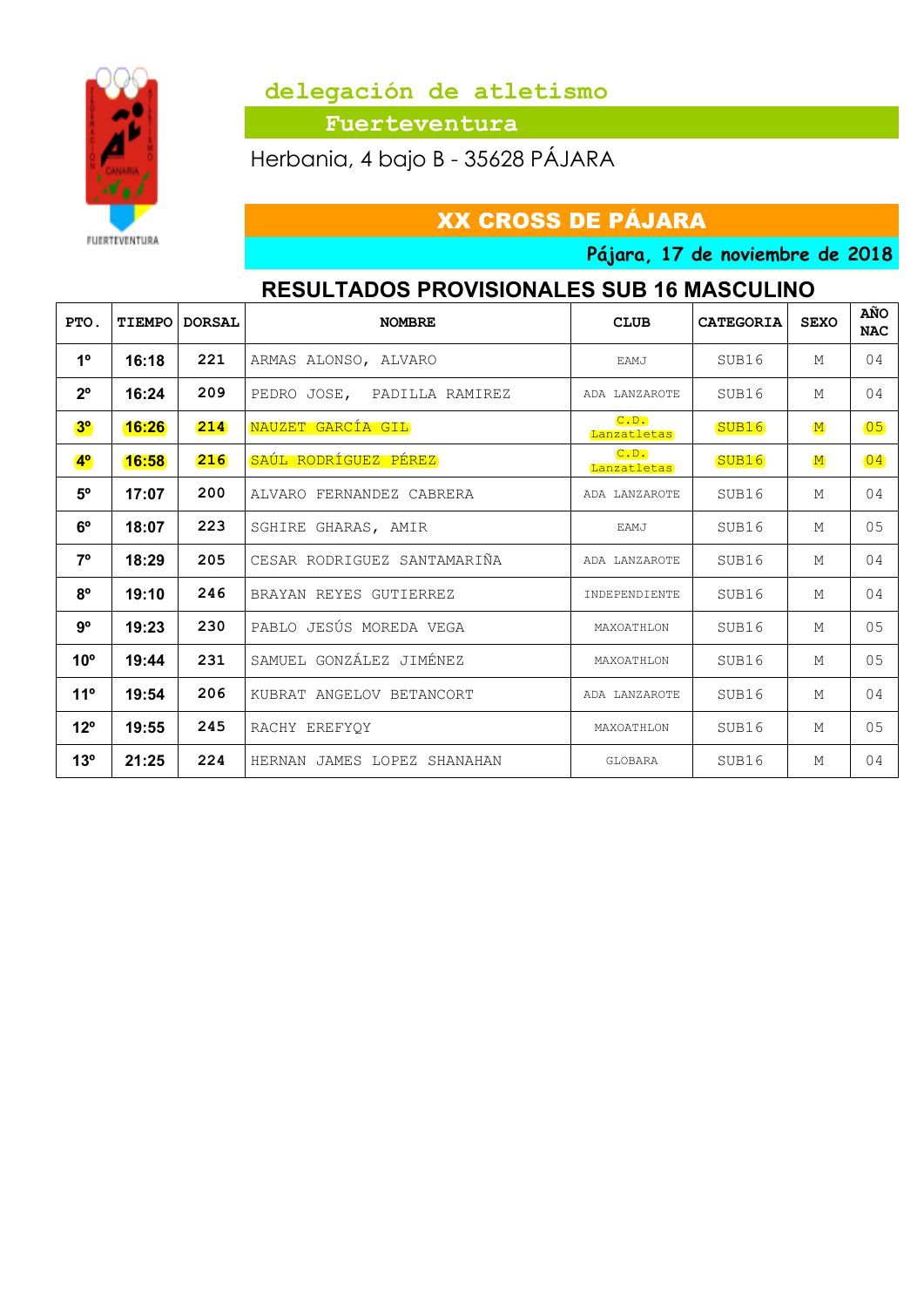## delegación de atletismo

**Fuerteventura**

Herbania, 4 bajo B - 35628 PÁJARA

# XX CROSS DE PÁJARA

**Pájara, 17 de noviembre de 2018**

## RESULTADOS PROVISIONALES SUB 16 MASCULINO

| PTO. | TIEMPO | DORSAL | NOMBRE | CLUB | CATEGORIA | SEXO | AÑO NAC |
|---|---|---|---|---|---|---|---|
| 1º | 16:18 | 221 | ARMAS ALONSO, ALVARO | EAMJ | SUB16 | M | 04 |
| 2º | 16:24 | 209 | PEDRO JOSE, PADILLA RAMIREZ | ADA LANZAROTE | SUB16 | M | 04 |
| 3º | 16:26 | 214 | NAUZET GARCÍA GIL | C.D. Lanzatletas | SUB16 | M | 05 |
| 4º | 16:58 | 216 | SAÚL RODRÍGUEZ PÉREZ | C.D. Lanzatletas | SUB16 | M | 04 |
| 5º | 17:07 | 200 | ALVARO FERNANDEZ CABRERA | ADA LANZAROTE | SUB16 | M | 04 |
| 6º | 18:07 | 223 | SGHIRE GHARAS, AMIR | EAMJ | SUB16 | M | 05 |
| 7º | 18:29 | 205 | CESAR RODRIGUEZ SANTAMARIÑA | ADA LANZAROTE | SUB16 | M | 04 |
| 8º | 19:10 | 246 | BRAYAN REYES GUTIERREZ | INDEPENDIENTE | SUB16 | M | 04 |
| 9º | 19:23 | 230 | PABLO JESÚS MOREDA VEGA | MAXOATHLON | SUB16 | M | 05 |
| 10º | 19:44 | 231 | SAMUEL GONZÁLEZ JIMÉNEZ | MAXOATHLON | SUB16 | M | 05 |
| 11º | 19:54 | 206 | KUBRAT ANGELOV BETANCORT | ADA LANZAROTE | SUB16 | M | 04 |
| 12º | 19:55 | 245 | RACHY EREFYQY | MAXOATHLON | SUB16 | M | 05 |
| 13º | 21:25 | 224 | HERNAN JAMES LOPEZ SHANAHAN | GLOBARA | SUB16 | M | 04 |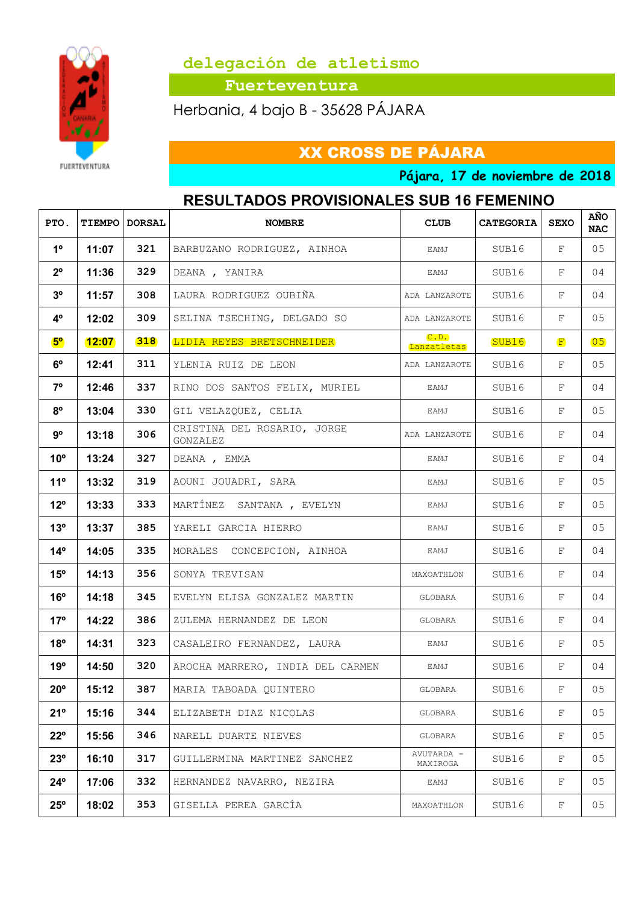## delegación de atletismo

**Fuerteventura**

Herbania, 4 bajo B - 35628 PÁJARA

# XX CROSS DE PÁJARA

**Pájara, 17 de noviembre de 2018**

## RESULTADOS PROVISIONALES SUB 16 FEMENINO

| PTO. | TIEMPO | DORSAL | NOMBRE | CLUB | CATEGORIA | SEXO | AÑO NAC |
|---|---|---|---|---|---|---|---|
| 1º | 11:07 | 321 | BARBUZANO RODRIGUEZ, AINHOA | EAMJ | SUB16 | F | 05 |
| 2º | 11:36 | 329 | DEANA , YANIRA | EAMJ | SUB16 | F | 04 |
| 3º | 11:57 | 308 | LAURA RODRIGUEZ OUBIÑA | ADA LANZAROTE | SUB16 | F | 04 |
| 4º | 12:02 | 309 | SELINA TSECHING, DELGADO SO | ADA LANZAROTE | SUB16 | F | 05 |
| 5º | 12:07 | 318 | LIDIA REYES BRETSCHNEIDER | C.D. Lanzatletas | SUB16 | F | 05 |
| 6º | 12:41 | 311 | YLENIA RUIZ DE LEON | ADA LANZAROTE | SUB16 | F | 05 |
| 7º | 12:46 | 337 | RINO DOS SANTOS FELIX, MURIEL | EAMJ | SUB16 | F | 04 |
| 8º | 13:04 | 330 | GIL VELAZQUEZ, CELIA | EAMJ | SUB16 | F | 05 |
| 9º | 13:18 | 306 | CRISTINA DEL ROSARIO, JORGE GONZALEZ | ADA LANZAROTE | SUB16 | F | 04 |
| 10º | 13:24 | 327 | DEANA , EMMA | EAMJ | SUB16 | F | 04 |
| 11º | 13:32 | 319 | AOUNI JOUADRI, SARA | EAMJ | SUB16 | F | 05 |
| 12º | 13:33 | 333 | MARTÍNEZ SANTANA , EVELYN | EAMJ | SUB16 | F | 05 |
| 13º | 13:37 | 385 | YARELI GARCIA HIERRO | EAMJ | SUB16 | F | 05 |
| 14º | 14:05 | 335 | MORALES CONCEPCION, AINHOA | EAMJ | SUB16 | F | 04 |
| 15º | 14:13 | 356 | SONYA TREVISAN | MAXOATHLON | SUB16 | F | 04 |
| 16º | 14:18 | 345 | EVELYN ELISA GONZALEZ MARTIN | GLOBARA | SUB16 | F | 04 |
| 17º | 14:22 | 386 | ZULEMA HERNANDEZ DE LEON | GLOBARA | SUB16 | F | 04 |
| 18º | 14:31 | 323 | CASALEIRO FERNANDEZ, LAURA | EAMJ | SUB16 | F | 05 |
| 19º | 14:50 | 320 | AROCHA MARRERO, INDIA DEL CARMEN | EAMJ | SUB16 | F | 04 |
| 20º | 15:12 | 387 | MARIA TABOADA QUINTERO | GLOBARA | SUB16 | F | 05 |
| 21º | 15:16 | 344 | ELIZABETH DIAZ NICOLAS | GLOBARA | SUB16 | F | 05 |
| 22º | 15:56 | 346 | NARELL DUARTE NIEVES | GLOBARA | SUB16 | F | 05 |
| 23º | 16:10 | 317 | GUILLERMINA MARTINEZ SANCHEZ | AVUTARDA - MAXIROGA | SUB16 | F | 05 |
| 24º | 17:06 | 332 | HERNANDEZ NAVARRO, NEZIRA | EAMJ | SUB16 | F | 05 |
| 25º | 18:02 | 353 | GISELLA PEREA GARCÍA | MAXOATHLON | SUB16 | F | 05 |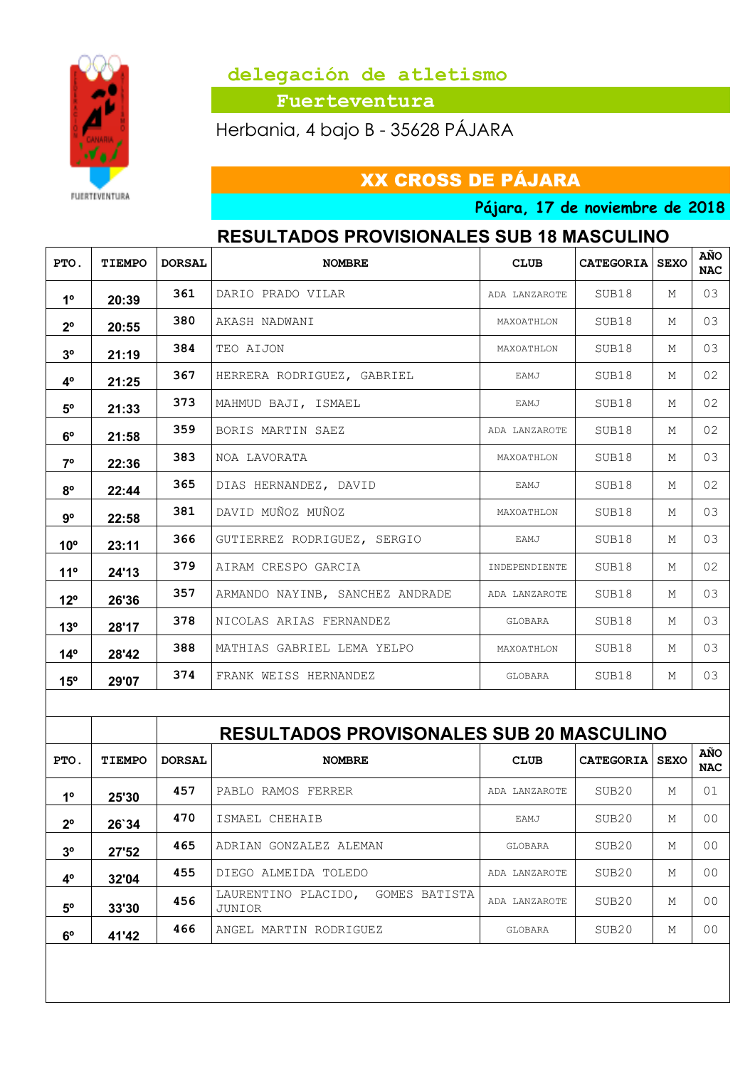## delegación de atletismo

**Fuerteventura**

Herbania, 4 bajo B - 35628 PÁJARA

# XX CROSS DE PÁJARA

*Pájara, 17 de noviembre de 2018*

## RESULTADOS PROVISIONALES SUB 18 MASCULINO

| PTO. | TIEMPO | DORSAL | NOMBRE | CLUB | CATEGORIA | SEXO | AÑO NAC |
|---|---|---|---|---|---|---|---|
| 1º | 20:39 | 361 | DARIO PRADO VILAR | ADA LANZAROTE | SUB18 | M | 03 |
| 2º | 20:55 | 380 | AKASH NADWANI | MAXOATHLON | SUB18 | M | 03 |
| 3º | 21:19 | 384 | TEO AIJON | MAXOATHLON | SUB18 | M | 03 |
| 4º | 21:25 | 367 | HERRERA RODRIGUEZ, GABRIEL | EAMJ | SUB18 | M | 02 |
| 5º | 21:33 | 373 | MAHMUD BAJI, ISMAEL | EAMJ | SUB18 | M | 02 |
| 6º | 21:58 | 359 | BORIS MARTIN SAEZ | ADA LANZAROTE | SUB18 | M | 02 |
| 7º | 22:36 | 383 | NOA LAVORATA | MAXOATHLON | SUB18 | M | 03 |
| 8º | 22:44 | 365 | DIAS HERNANDEZ, DAVID | EAMJ | SUB18 | M | 02 |
| 9º | 22:58 | 381 | DAVID MUÑOZ MUÑOZ | MAXOATHLON | SUB18 | M | 03 |
| 10º | 23:11 | 366 | GUTIERREZ RODRIGUEZ, SERGIO | EAMJ | SUB18 | M | 03 |
| 11º | 24'13 | 379 | AIRAM CRESPO GARCIA | INDEPENDIENTE | SUB18 | M | 02 |
| 12º | 26'36 | 357 | ARMANDO NAYINB, SANCHEZ ANDRADE | ADA LANZAROTE | SUB18 | M | 03 |
| 13º | 28'17 | 378 | NICOLAS ARIAS FERNANDEZ | GLOBARA | SUB18 | M | 03 |
| 14º | 28'42 | 388 | MATHIAS GABRIEL LEMA YELPO | MAXOATHLON | SUB18 | M | 03 |
| 15º | 29'07 | 374 | FRANK WEISS HERNANDEZ | GLOBARA | SUB18 | M | 03 |

## RESULTADOS PROVISONALES SUB 20 MASCULINO

| PTO. | TIEMPO | DORSAL | NOMBRE | CLUB | CATEGORIA | SEXO | AÑO NAC |
|---|---|---|---|---|---|---|---|
| 1º | 25'30 | 457 | PABLO RAMOS FERRER | ADA LANZAROTE | SUB20 | M | 01 |
| 2º | 26`34 | 470 | ISMAEL CHEHAIB | EAMJ | SUB20 | M | 00 |
| 3º | 27'52 | 465 | ADRIAN GONZALEZ ALEMAN | GLOBARA | SUB20 | M | 00 |
| 4º | 32'04 | 455 | DIEGO ALMEIDA TOLEDO | ADA LANZAROTE | SUB20 | M | 00 |
| 5º | 33'30 | 456 | LAURENTINO PLACIDO, GOMES BATISTA JUNIOR | ADA LANZAROTE | SUB20 | M | 00 |
| 6º | 41'42 | 466 | ANGEL MARTIN RODRIGUEZ | GLOBARA | SUB20 | M | 00 |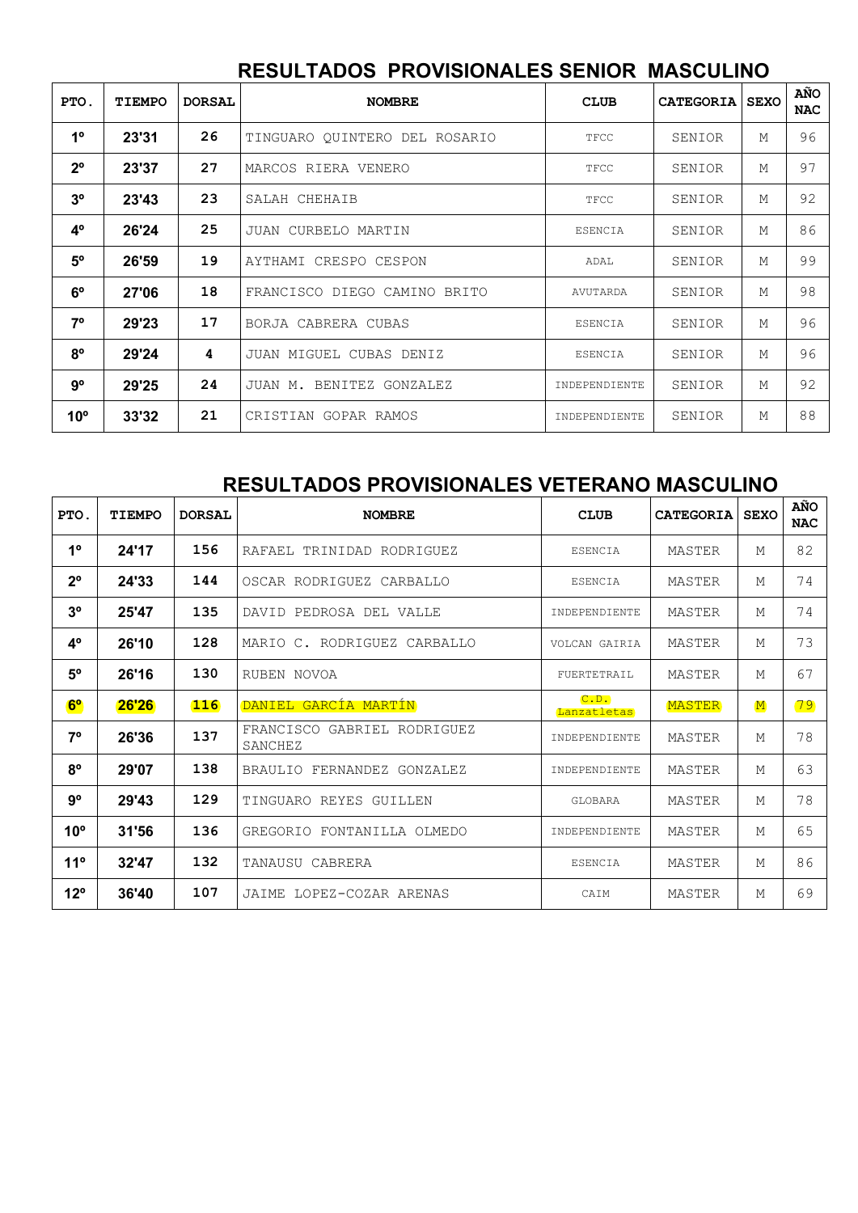## RESULTADOS PROVISIONALES SENIOR MASCULINO

| PTO. | TIEMPO | DORSAL | NOMBRE | CLUB | CATEGORIA | SEXO | AÑO NAC |
|---|---|---|---|---|---|---|---|
| 1º | 23'31 | 26 | TINGUARO QUINTERO DEL ROSARIO | TFCC | SENIOR | M | 96 |
| 2º | 23'37 | 27 | MARCOS RIERA VENERO | TFCC | SENIOR | M | 97 |
| 3º | 23'43 | 23 | SALAH CHEHAIB | TFCC | SENIOR | M | 92 |
| 4º | 26'24 | 25 | JUAN CURBELO MARTIN | ESENCIA | SENIOR | M | 86 |
| 5º | 26'59 | 19 | AYTHAMI CRESPO CESPON | ADAL | SENIOR | M | 99 |
| 6º | 27'06 | 18 | FRANCISCO DIEGO CAMINO BRITO | AVUTARDA | SENIOR | M | 98 |
| 7º | 29'23 | 17 | BORJA CABRERA CUBAS | ESENCIA | SENIOR | M | 96 |
| 8º | 29'24 | 4 | JUAN MIGUEL CUBAS DENIZ | ESENCIA | SENIOR | M | 96 |
| 9º | 29'25 | 24 | JUAN M. BENITEZ GONZALEZ | INDEPENDIENTE | SENIOR | M | 92 |
| 10º | 33'32 | 21 | CRISTIAN GOPAR RAMOS | INDEPENDIENTE | SENIOR | M | 88 |

## RESULTADOS PROVISIONALES VETERANO MASCULINO

| PTO. | TIEMPO | DORSAL | NOMBRE | CLUB | CATEGORIA | SEXO | AÑO NAC |
|---|---|---|---|---|---|---|---|
| 1º | 24'17 | 156 | RAFAEL TRINIDAD RODRIGUEZ | ESENCIA | MASTER | M | 82 |
| 2º | 24'33 | 144 | OSCAR RODRIGUEZ CARBALLO | ESENCIA | MASTER | M | 74 |
| 3º | 25'47 | 135 | DAVID PEDROSA DEL VALLE | INDEPENDIENTE | MASTER | M | 74 |
| 4º | 26'10 | 128 | MARIO C. RODRIGUEZ CARBALLO | VOLCAN GAIRIA | MASTER | M | 73 |
| 5º | 26'16 | 130 | RUBEN NOVOA | FUERTETRAIL | MASTER | M | 67 |
| 6º | 26'26 | 116 | DANIEL GARCÍA MARTÍN | C.D. Lanzatletas | MASTER | M | 79 |
| 7º | 26'36 | 137 | FRANCISCO GABRIEL RODRIGUEZ SANCHEZ | INDEPENDIENTE | MASTER | M | 78 |
| 8º | 29'07 | 138 | BRAULIO FERNANDEZ GONZALEZ | INDEPENDIENTE | MASTER | M | 63 |
| 9º | 29'43 | 129 | TINGUARO REYES GUILLEN | GLOBARA | MASTER | M | 78 |
| 10º | 31'56 | 136 | GREGORIO FONTANILLA OLMEDO | INDEPENDIENTE | MASTER | M | 65 |
| 11º | 32'47 | 132 | TANAUSU CABRERA | ESENCIA | MASTER | M | 86 |
| 12º | 36'40 | 107 | JAIME LOPEZ-COZAR ARENAS | CAIM | MASTER | M | 69 |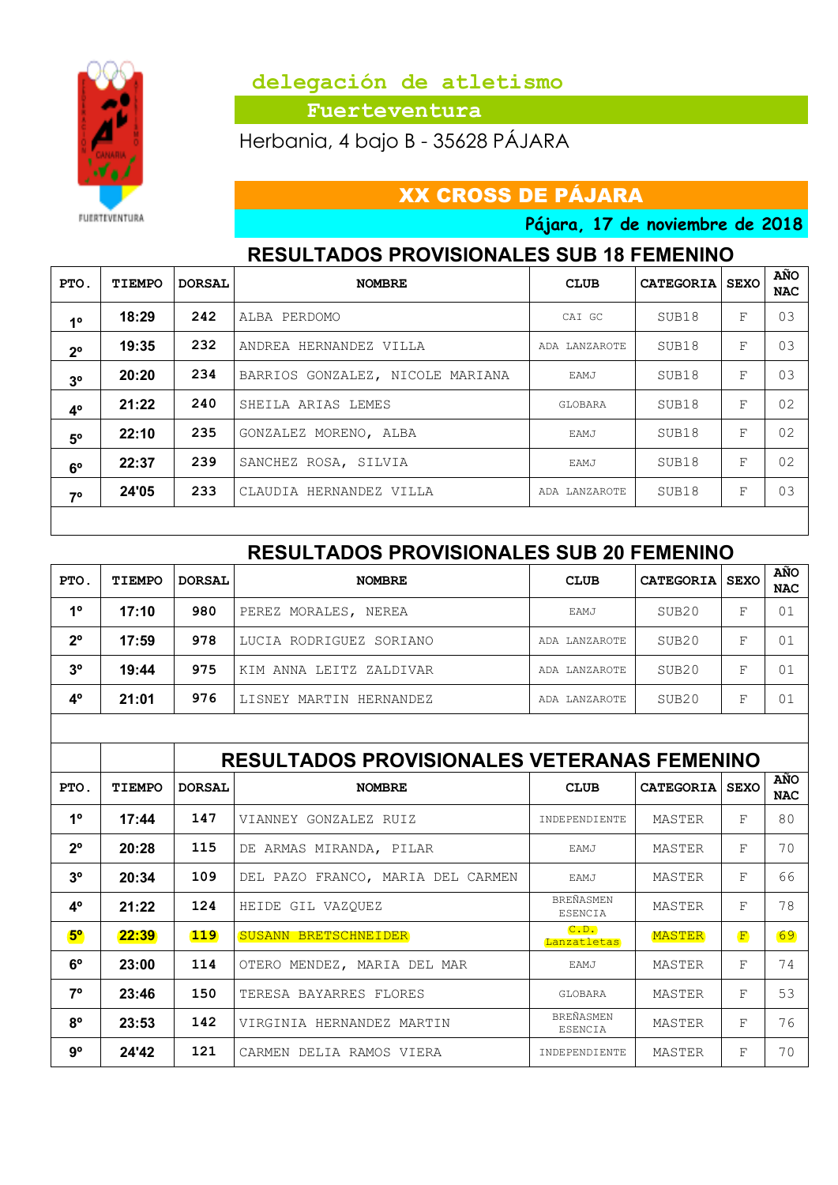delegación de atletismo

**Fuerteventura**

Herbania, 4 bajo B - 35628 PÁJARA

## XX CROSS DE PÁJARA

**Pájara, 17 de noviembre de 2018**

## RESULTADOS PROVISIONALES SUB 18 FEMENINO

| PTO. | TIEMPO | DORSAL | NOMBRE | CLUB | CATEGORIA | SEXO | AÑO NAC |
|---|---|---|---|---|---|---|---|
| 1º | 18:29 | 242 | ALBA PERDOMO | CAI GC | SUB18 | F | 03 |
| 2º | 19:35 | 232 | ANDREA HERNANDEZ VILLA | ADA LANZAROTE | SUB18 | F | 03 |
| 3º | 20:20 | 234 | BARRIOS GONZALEZ, NICOLE MARIANA | EAMJ | SUB18 | F | 03 |
| 4º | 21:22 | 240 | SHEILA ARIAS LEMES | GLOBARA | SUB18 | F | 02 |
| 5º | 22:10 | 235 | GONZALEZ MORENO, ALBA | EAMJ | SUB18 | F | 02 |
| 6º | 22:37 | 239 | SANCHEZ ROSA, SILVIA | EAMJ | SUB18 | F | 02 |
| 7º | 24'05 | 233 | CLAUDIA HERNANDEZ VILLA | ADA LANZAROTE | SUB18 | F | 03 |

## RESULTADOS PROVISIONALES SUB 20 FEMENINO

| PTO. | TIEMPO | DORSAL | NOMBRE | CLUB | CATEGORIA | SEXO | AÑO NAC |
|---|---|---|---|---|---|---|---|
| 1º | 17:10 | 980 | PEREZ MORALES, NEREA | EAMJ | SUB20 | F | 01 |
| 2º | 17:59 | 978 | LUCIA RODRIGUEZ SORIANO | ADA LANZAROTE | SUB20 | F | 01 |
| 3º | 19:44 | 975 | KIM ANNA LEITZ ZALDIVAR | ADA LANZAROTE | SUB20 | F | 01 |
| 4º | 21:01 | 976 | LISNEY MARTIN HERNANDEZ | ADA LANZAROTE | SUB20 | F | 01 |

## RESULTADOS PROVISIONALES VETERANAS FEMENINO

| PTO. | TIEMPO | DORSAL | NOMBRE | CLUB | CATEGORIA | SEXO | AÑO NAC |
|---|---|---|---|---|---|---|---|
| 1º | 17:44 | 147 | VIANNEY GONZALEZ RUIZ | INDEPENDIENTE | MASTER | F | 80 |
| 2º | 20:28 | 115 | DE ARMAS MIRANDA, PILAR | EAMJ | MASTER | F | 70 |
| 3º | 20:34 | 109 | DEL PAZO FRANCO, MARIA DEL CARMEN | EAMJ | MASTER | F | 66 |
| 4º | 21:22 | 124 | HEIDE GIL VAZQUEZ | BREÑASMEN ESENCIA | MASTER | F | 78 |
| 5º | 22:39 | 119 | SUSANN BRETSCHNEIDER | C.D. Lanzatletas | MASTER | F | 69 |
| 6º | 23:00 | 114 | OTERO MENDEZ, MARIA DEL MAR | EAMJ | MASTER | F | 74 |
| 7º | 23:46 | 150 | TERESA BAYARRES FLORES | GLOBARA | MASTER | F | 53 |
| 8º | 23:53 | 142 | VIRGINIA HERNANDEZ MARTIN | BREÑASMEN ESENCIA | MASTER | F | 76 |
| 9º | 24'42 | 121 | CARMEN DELIA RAMOS VIERA | INDEPENDIENTE | MASTER | F | 70 |